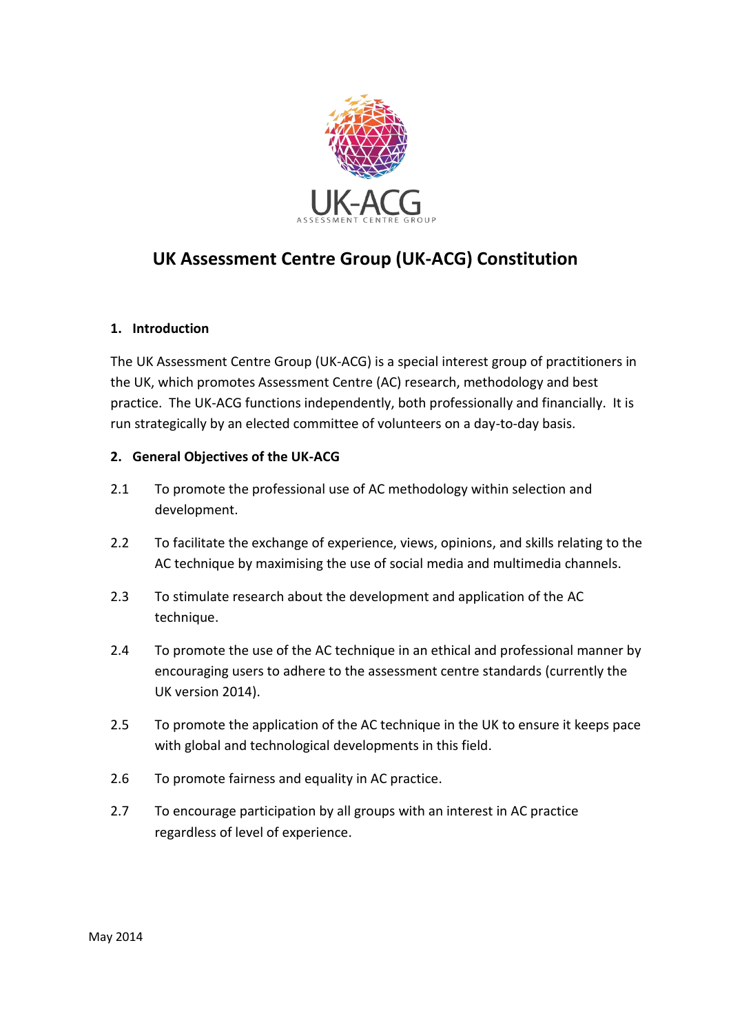# UK Assessment Centre Group (UK-ACG) Constitution

## 1. Introduction

The UK Assessment Centre Group (UK-ACG) is a special interest group of practitioners in the UK, which promotes Assessment Centre (AC) research, methodology and best practice. The UK-ACG functions independently, both professionally and financially. It is run strategically by an elected committee of volunteers on a day-to-day basis.

## 2. General Objectives of the UK-ACG

2.1 To promote the professional use of AC methodology within selection and development.

2.2 To facilitate the exchange of experience, views, opinions, and skills relating to the AC technique by maximising the use of social media and multimedia channels.

2.3 To stimulate research about the development and application of the AC technique.

2.4 To promote the use of the AC technique in an ethical and professional manner by encouraging users to adhere to the assessment centre standards (currently the UK version 2014).

2.5 To promote the application of the AC technique in the UK to ensure it keeps pace with global and technological developments in this field.

2.6 To promote fairness and equality in AC practice.

2.7 To encourage participation by all groups with an interest in AC practice regardless of level of experience.

May 2014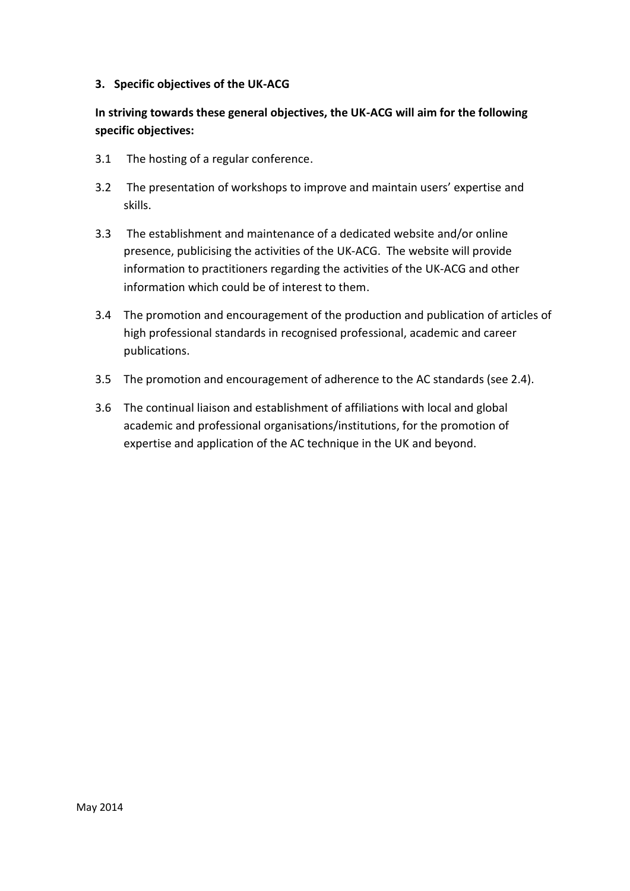## 3. Specific objectives of the UK-ACG

**In striving towards these general objectives, the UK-ACG will aim for the following specific objectives:**

3.1 The hosting of a regular conference.

3.2 The presentation of workshops to improve and maintain users' expertise and skills.

3.3 The establishment and maintenance of a dedicated website and/or online presence, publicising the activities of the UK-ACG. The website will provide information to practitioners regarding the activities of the UK-ACG and other information which could be of interest to them.

3.4 The promotion and encouragement of the production and publication of articles of high professional standards in recognised professional, academic and career publications.

3.5 The promotion and encouragement of adherence to the AC standards (see 2.4).

3.6 The continual liaison and establishment of affiliations with local and global academic and professional organisations/institutions, for the promotion of expertise and application of the AC technique in the UK and beyond.

May 2014